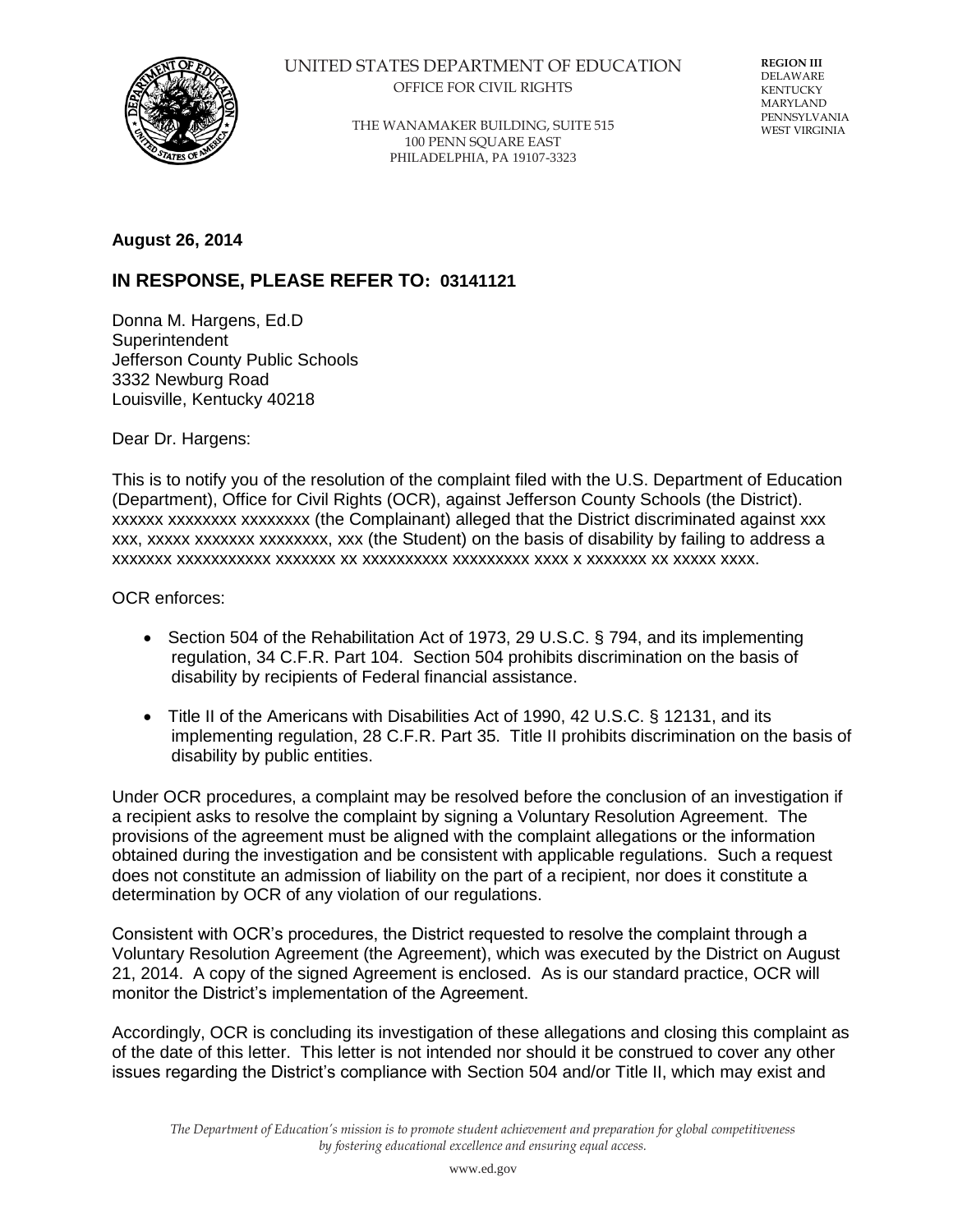UNITED STATES DEPARTMENT OF EDUCATION
OFFICE FOR CIVIL RIGHTS

THE WANAMAKER BUILDING, SUITE 515
100 PENN SQUARE EAST
PHILADELPHIA, PA 19107-3323

**REGION III**
DELAWARE
KENTUCKY
MARYLAND
PENNSYLVANIA
WEST VIRGINIA

**August 26, 2014**

## IN RESPONSE, PLEASE REFER TO: 03141121

Donna M. Hargens, Ed.D
Superintendent
Jefferson County Public Schools
3332 Newburg Road
Louisville, Kentucky 40218

Dear Dr. Hargens:

This is to notify you of the resolution of the complaint filed with the U.S. Department of Education (Department), Office for Civil Rights (OCR), against Jefferson County Schools (the District). xxxxxx xxxxxxxx xxxxxxxx (the Complainant) alleged that the District discriminated against xxx xxx, xxxxx xxxxxxx xxxxxxxx, xxx (the Student) on the basis of disability by failing to address a xxxxxxx xxxxxxxxxxx xxxxxxx xx xxxxxxxxxx xxxxxxxxx xxxx x xxxxxxx xx xxxxx xxxx.

OCR enforces:

- Section 504 of the Rehabilitation Act of 1973, 29 U.S.C. § 794, and its implementing regulation, 34 C.F.R. Part 104. Section 504 prohibits discrimination on the basis of disability by recipients of Federal financial assistance.
- Title II of the Americans with Disabilities Act of 1990, 42 U.S.C. § 12131, and its implementing regulation, 28 C.F.R. Part 35. Title II prohibits discrimination on the basis of disability by public entities.

Under OCR procedures, a complaint may be resolved before the conclusion of an investigation if a recipient asks to resolve the complaint by signing a Voluntary Resolution Agreement. The provisions of the agreement must be aligned with the complaint allegations or the information obtained during the investigation and be consistent with applicable regulations. Such a request does not constitute an admission of liability on the part of a recipient, nor does it constitute a determination by OCR of any violation of our regulations.

Consistent with OCR's procedures, the District requested to resolve the complaint through a Voluntary Resolution Agreement (the Agreement), which was executed by the District on August 21, 2014. A copy of the signed Agreement is enclosed. As is our standard practice, OCR will monitor the District's implementation of the Agreement.

Accordingly, OCR is concluding its investigation of these allegations and closing this complaint as of the date of this letter. This letter is not intended nor should it be construed to cover any other issues regarding the District's compliance with Section 504 and/or Title II, which may exist and

*The Department of Education's mission is to promote student achievement and preparation for global competitiveness by fostering educational excellence and ensuring equal access.*

www.ed.gov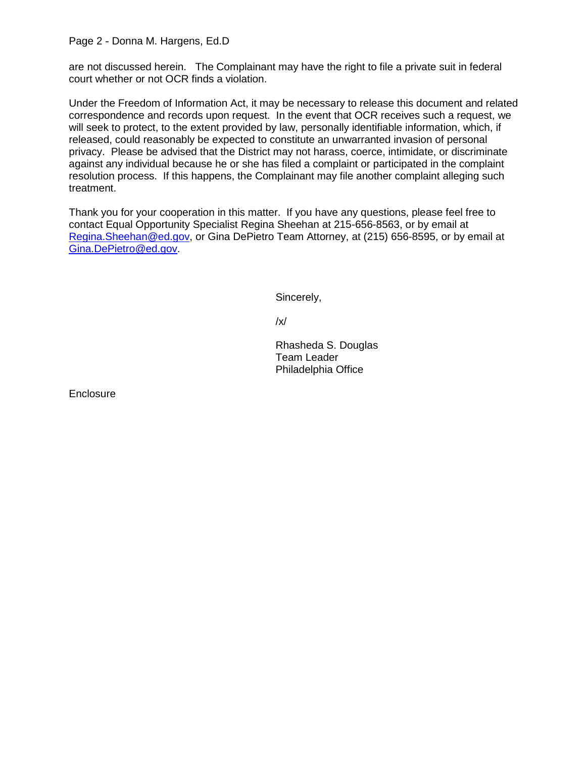are not discussed herein. The Complainant may have the right to file a private suit in federal court whether or not OCR finds a violation.

Under the Freedom of Information Act, it may be necessary to release this document and related correspondence and records upon request. In the event that OCR receives such a request, we will seek to protect, to the extent provided by law, personally identifiable information, which, if released, could reasonably be expected to constitute an unwarranted invasion of personal privacy. Please be advised that the District may not harass, coerce, intimidate, or discriminate against any individual because he or she has filed a complaint or participated in the complaint resolution process. If this happens, the Complainant may file another complaint alleging such treatment.

Thank you for your cooperation in this matter. If you have any questions, please feel free to contact Equal Opportunity Specialist Regina Sheehan at 215-656-8563, or by email at Regina.Sheehan@ed.gov, or Gina DePietro Team Attorney, at (215) 656-8595, or by email at Gina.DePietro@ed.gov.

Sincerely,

/x/

Rhasheda S. Douglas
Team Leader
Philadelphia Office

Enclosure